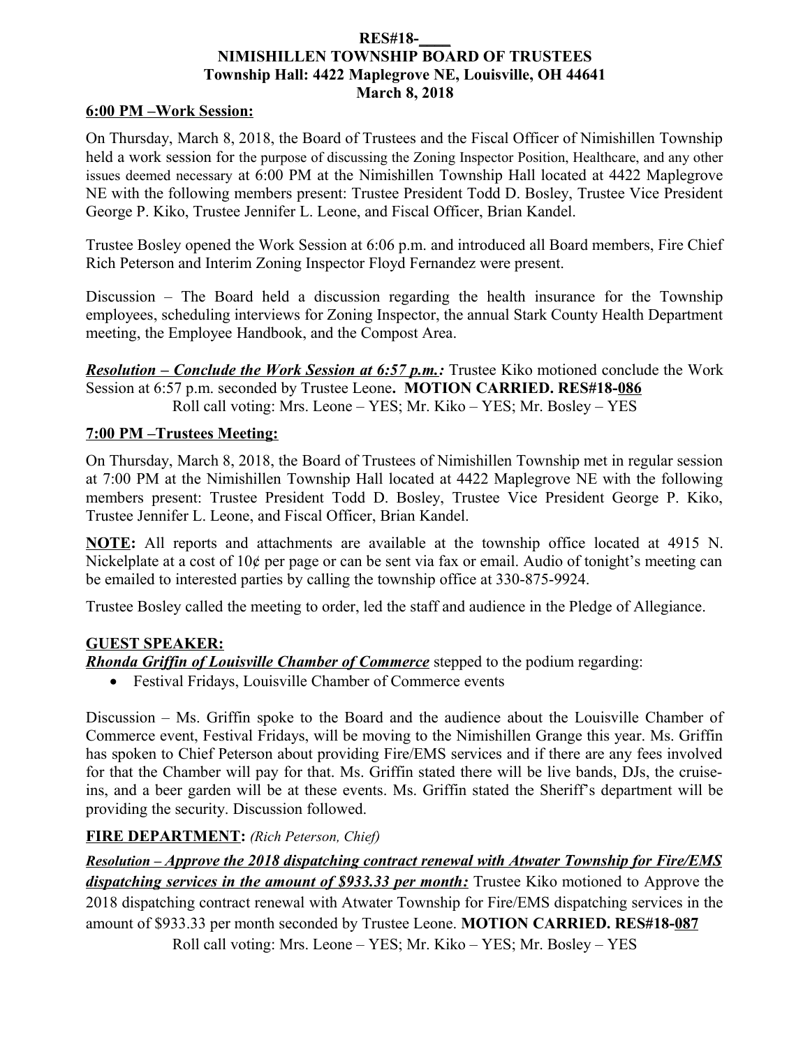**RES#18-____**

**NIMISHILLEN TOWNSHIP BOARD OF TRUSTEES**

**Township Hall: 4422 Maplegrove NE, Louisville, OH 44641**

**March 8, 2018**

**6:00 PM –Work Session:**

On Thursday, March 8, 2018, the Board of Trustees and the Fiscal Officer of Nimishillen Township held a work session for the purpose of discussing the Zoning Inspector Position, Healthcare, and any other issues deemed necessary at 6:00 PM at the Nimishillen Township Hall located at 4422 Maplegrove NE with the following members present: Trustee President Todd D. Bosley, Trustee Vice President George P. Kiko, Trustee Jennifer L. Leone, and Fiscal Officer, Brian Kandel.

Trustee Bosley opened the Work Session at 6:06 p.m. and introduced all Board members, Fire Chief Rich Peterson and Interim Zoning Inspector Floyd Fernandez were present.

Discussion – The Board held a discussion regarding the health insurance for the Township employees, scheduling interviews for Zoning Inspector, the annual Stark County Health Department meeting, the Employee Handbook, and the Compost Area.

***Resolution – Conclude the Work Session at 6:57 p.m.:*** Trustee Kiko motioned conclude the Work Session at 6:57 p.m. seconded by Trustee Leone**. MOTION CARRIED. RES#18-086**
Roll call voting: Mrs. Leone – YES; Mr. Kiko – YES; Mr. Bosley – YES

**7:00 PM –Trustees Meeting:**

On Thursday, March 8, 2018, the Board of Trustees of Nimishillen Township met in regular session at 7:00 PM at the Nimishillen Township Hall located at 4422 Maplegrove NE with the following members present: Trustee President Todd D. Bosley, Trustee Vice President George P. Kiko, Trustee Jennifer L. Leone, and Fiscal Officer, Brian Kandel.

**NOTE:** All reports and attachments are available at the township office located at 4915 N. Nickelplate at a cost of 10¢ per page or can be sent via fax or email. Audio of tonight's meeting can be emailed to interested parties by calling the township office at 330-875-9924.

Trustee Bosley called the meeting to order, led the staff and audience in the Pledge of Allegiance.

**GUEST SPEAKER:**

***Rhonda Griffin of Louisville Chamber of Commerce*** stepped to the podium regarding:

- Festival Fridays, Louisville Chamber of Commerce events

Discussion – Ms. Griffin spoke to the Board and the audience about the Louisville Chamber of Commerce event, Festival Fridays, will be moving to the Nimishillen Grange this year. Ms. Griffin has spoken to Chief Peterson about providing Fire/EMS services and if there are any fees involved for that the Chamber will pay for that. Ms. Griffin stated there will be live bands, DJs, the cruise-ins, and a beer garden will be at these events. Ms. Griffin stated the Sheriff's department will be providing the security. Discussion followed.

**FIRE DEPARTMENT:** *(Rich Peterson, Chief)*

***Resolution – Approve the 2018 dispatching contract renewal with Atwater Township for Fire/EMS dispatching services in the amount of $933.33 per month:*** Trustee Kiko motioned to Approve the 2018 dispatching contract renewal with Atwater Township for Fire/EMS dispatching services in the amount of $933.33 per month seconded by Trustee Leone. **MOTION CARRIED. RES#18-087**
Roll call voting: Mrs. Leone – YES; Mr. Kiko – YES; Mr. Bosley – YES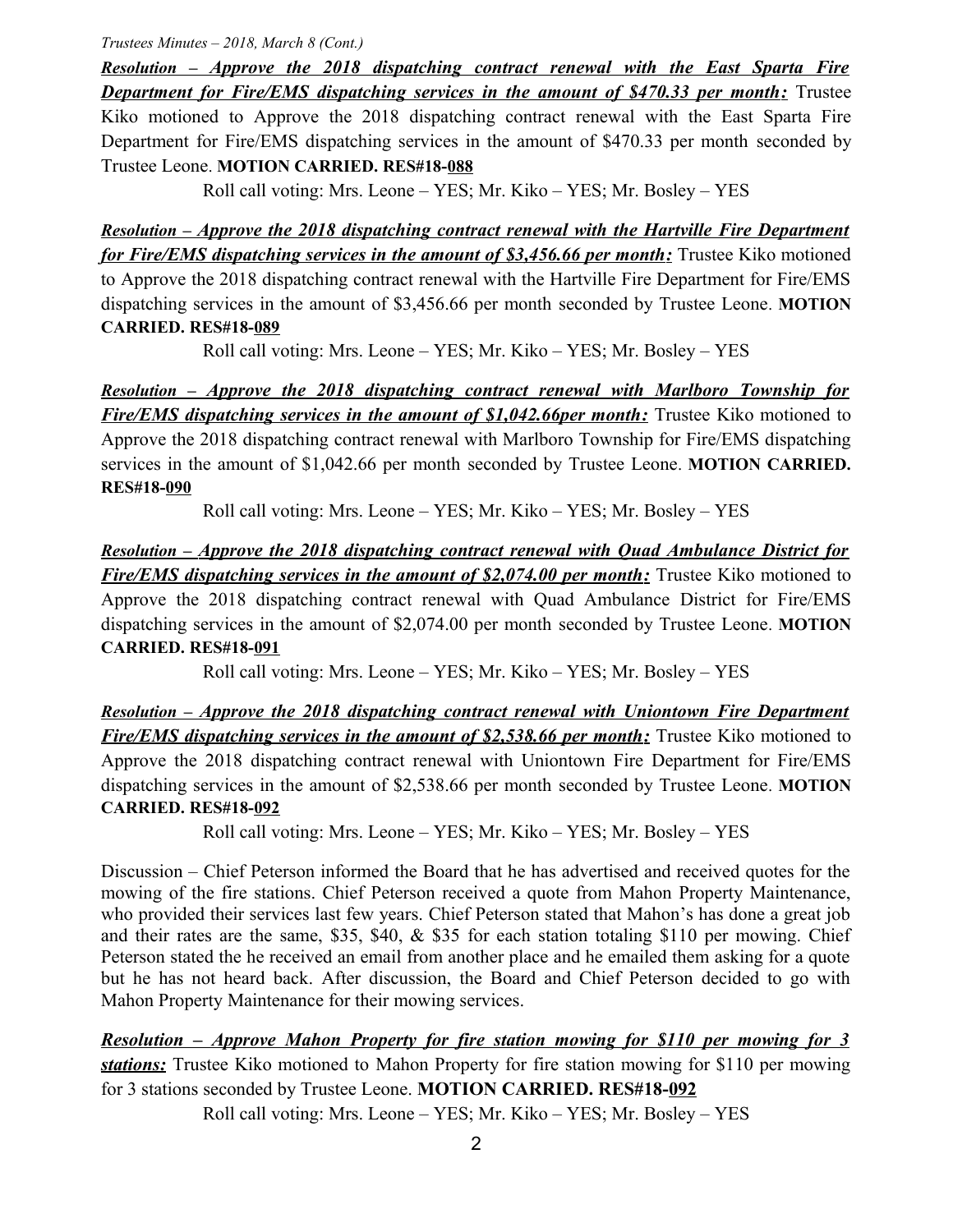***Resolution – Approve the 2018 dispatching contract renewal with the East Sparta Fire Department for Fire/EMS dispatching services in the amount of $470.33 per month:*** Trustee Kiko motioned to Approve the 2018 dispatching contract renewal with the East Sparta Fire Department for Fire/EMS dispatching services in the amount of $470.33 per month seconded by Trustee Leone. **MOTION CARRIED. RES#18-088**

Roll call voting: Mrs. Leone – YES; Mr. Kiko – YES; Mr. Bosley – YES

***Resolution – Approve the 2018 dispatching contract renewal with the Hartville Fire Department for Fire/EMS dispatching services in the amount of $3,456.66 per month:*** Trustee Kiko motioned to Approve the 2018 dispatching contract renewal with the Hartville Fire Department for Fire/EMS dispatching services in the amount of $3,456.66 per month seconded by Trustee Leone. **MOTION CARRIED. RES#18-089**

Roll call voting: Mrs. Leone – YES; Mr. Kiko – YES; Mr. Bosley – YES

***Resolution – Approve the 2018 dispatching contract renewal with Marlboro Township for Fire/EMS dispatching services in the amount of $1,042.66per month:*** Trustee Kiko motioned to Approve the 2018 dispatching contract renewal with Marlboro Township for Fire/EMS dispatching services in the amount of $1,042.66 per month seconded by Trustee Leone. **MOTION CARRIED. RES#18-090**

Roll call voting: Mrs. Leone – YES; Mr. Kiko – YES; Mr. Bosley – YES

***Resolution – Approve the 2018 dispatching contract renewal with Quad Ambulance District for Fire/EMS dispatching services in the amount of $2,074.00 per month:*** Trustee Kiko motioned to Approve the 2018 dispatching contract renewal with Quad Ambulance District for Fire/EMS dispatching services in the amount of $2,074.00 per month seconded by Trustee Leone. **MOTION CARRIED. RES#18-091**

Roll call voting: Mrs. Leone – YES; Mr. Kiko – YES; Mr. Bosley – YES

***Resolution – Approve the 2018 dispatching contract renewal with Uniontown Fire Department Fire/EMS dispatching services in the amount of $2,538.66 per month:*** Trustee Kiko motioned to Approve the 2018 dispatching contract renewal with Uniontown Fire Department for Fire/EMS dispatching services in the amount of $2,538.66 per month seconded by Trustee Leone. **MOTION CARRIED. RES#18-092**

Roll call voting: Mrs. Leone – YES; Mr. Kiko – YES; Mr. Bosley – YES

Discussion – Chief Peterson informed the Board that he has advertised and received quotes for the mowing of the fire stations. Chief Peterson received a quote from Mahon Property Maintenance, who provided their services last few years. Chief Peterson stated that Mahon's has done a great job and their rates are the same, $35, $40, & $35 for each station totaling $110 per mowing. Chief Peterson stated the he received an email from another place and he emailed them asking for a quote but he has not heard back. After discussion, the Board and Chief Peterson decided to go with Mahon Property Maintenance for their mowing services.

***Resolution – Approve Mahon Property for fire station mowing for $110 per mowing for 3 stations:*** Trustee Kiko motioned to Mahon Property for fire station mowing for $110 per mowing for 3 stations seconded by Trustee Leone. **MOTION CARRIED. RES#18-092**

Roll call voting: Mrs. Leone – YES; Mr. Kiko – YES; Mr. Bosley – YES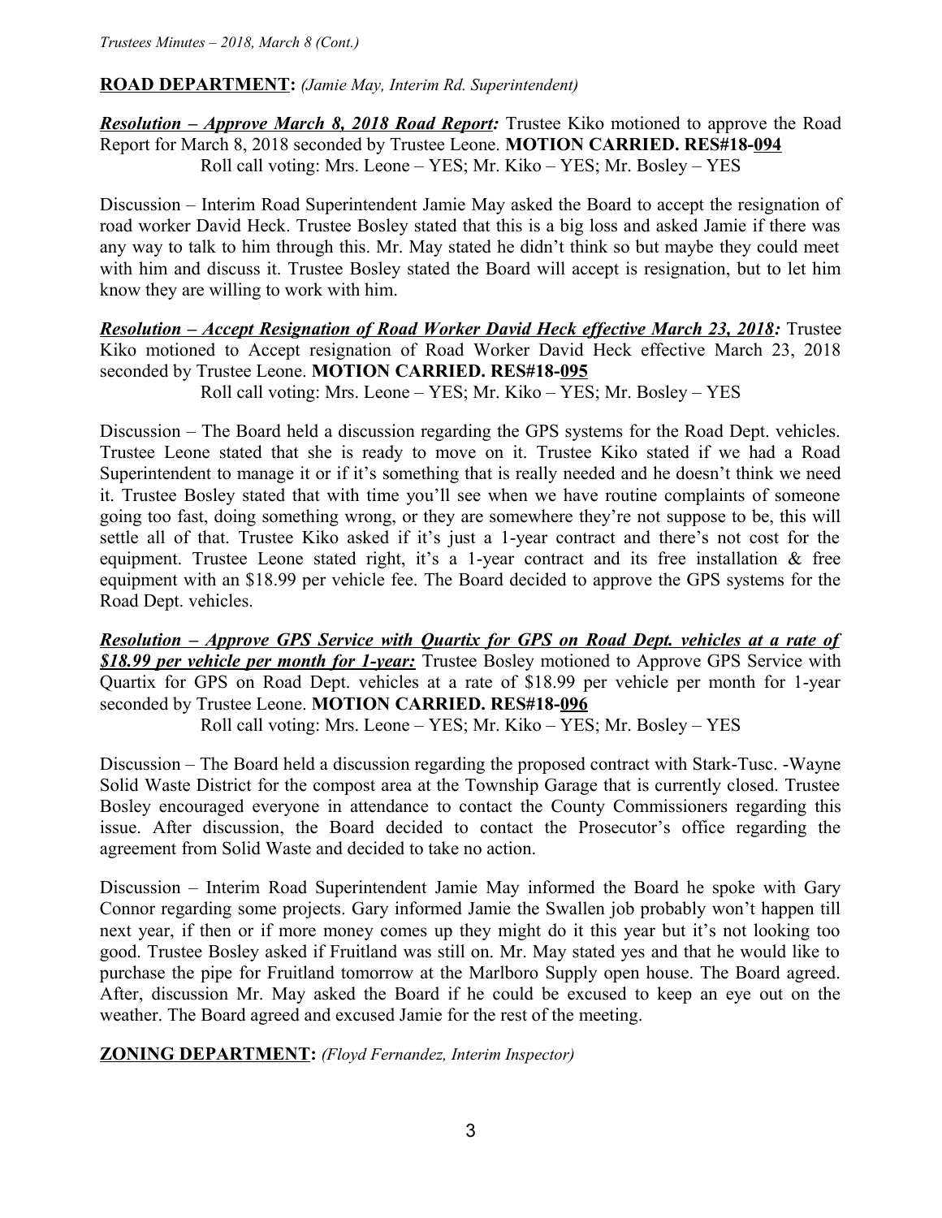**ROAD DEPARTMENT:** *(Jamie May, Interim Rd. Superintendent)*

***Resolution – Approve March 8, 2018 Road Report:*** Trustee Kiko motioned to approve the Road Report for March 8, 2018 seconded by Trustee Leone. **MOTION CARRIED. RES#18-094**

Roll call voting: Mrs. Leone – YES; Mr. Kiko – YES; Mr. Bosley – YES

Discussion – Interim Road Superintendent Jamie May asked the Board to accept the resignation of road worker David Heck. Trustee Bosley stated that this is a big loss and asked Jamie if there was any way to talk to him through this. Mr. May stated he didn't think so but maybe they could meet with him and discuss it. Trustee Bosley stated the Board will accept is resignation, but to let him know they are willing to work with him.

***Resolution – Accept Resignation of Road Worker David Heck effective March 23, 2018:*** Trustee Kiko motioned to Accept resignation of Road Worker David Heck effective March 23, 2018 seconded by Trustee Leone. **MOTION CARRIED. RES#18-095**

Roll call voting: Mrs. Leone – YES; Mr. Kiko – YES; Mr. Bosley – YES

Discussion – The Board held a discussion regarding the GPS systems for the Road Dept. vehicles. Trustee Leone stated that she is ready to move on it. Trustee Kiko stated if we had a Road Superintendent to manage it or if it's something that is really needed and he doesn't think we need it. Trustee Bosley stated that with time you'll see when we have routine complaints of someone going too fast, doing something wrong, or they are somewhere they're not suppose to be, this will settle all of that. Trustee Kiko asked if it's just a 1-year contract and there's not cost for the equipment. Trustee Leone stated right, it's a 1-year contract and its free installation & free equipment with an $18.99 per vehicle fee. The Board decided to approve the GPS systems for the Road Dept. vehicles.

***Resolution – Approve GPS Service with Quartix for GPS on Road Dept. vehicles at a rate of $18.99 per vehicle per month for 1-year:*** Trustee Bosley motioned to Approve GPS Service with Quartix for GPS on Road Dept. vehicles at a rate of $18.99 per vehicle per month for 1-year seconded by Trustee Leone. **MOTION CARRIED. RES#18-096**

Roll call voting: Mrs. Leone – YES; Mr. Kiko – YES; Mr. Bosley – YES

Discussion – The Board held a discussion regarding the proposed contract with Stark-Tusc. -Wayne Solid Waste District for the compost area at the Township Garage that is currently closed. Trustee Bosley encouraged everyone in attendance to contact the County Commissioners regarding this issue. After discussion, the Board decided to contact the Prosecutor's office regarding the agreement from Solid Waste and decided to take no action.

Discussion – Interim Road Superintendent Jamie May informed the Board he spoke with Gary Connor regarding some projects. Gary informed Jamie the Swallen job probably won't happen till next year, if then or if more money comes up they might do it this year but it's not looking too good. Trustee Bosley asked if Fruitland was still on. Mr. May stated yes and that he would like to purchase the pipe for Fruitland tomorrow at the Marlboro Supply open house. The Board agreed. After, discussion Mr. May asked the Board if he could be excused to keep an eye out on the weather. The Board agreed and excused Jamie for the rest of the meeting.

**ZONING DEPARTMENT:** *(Floyd Fernandez, Interim Inspector)*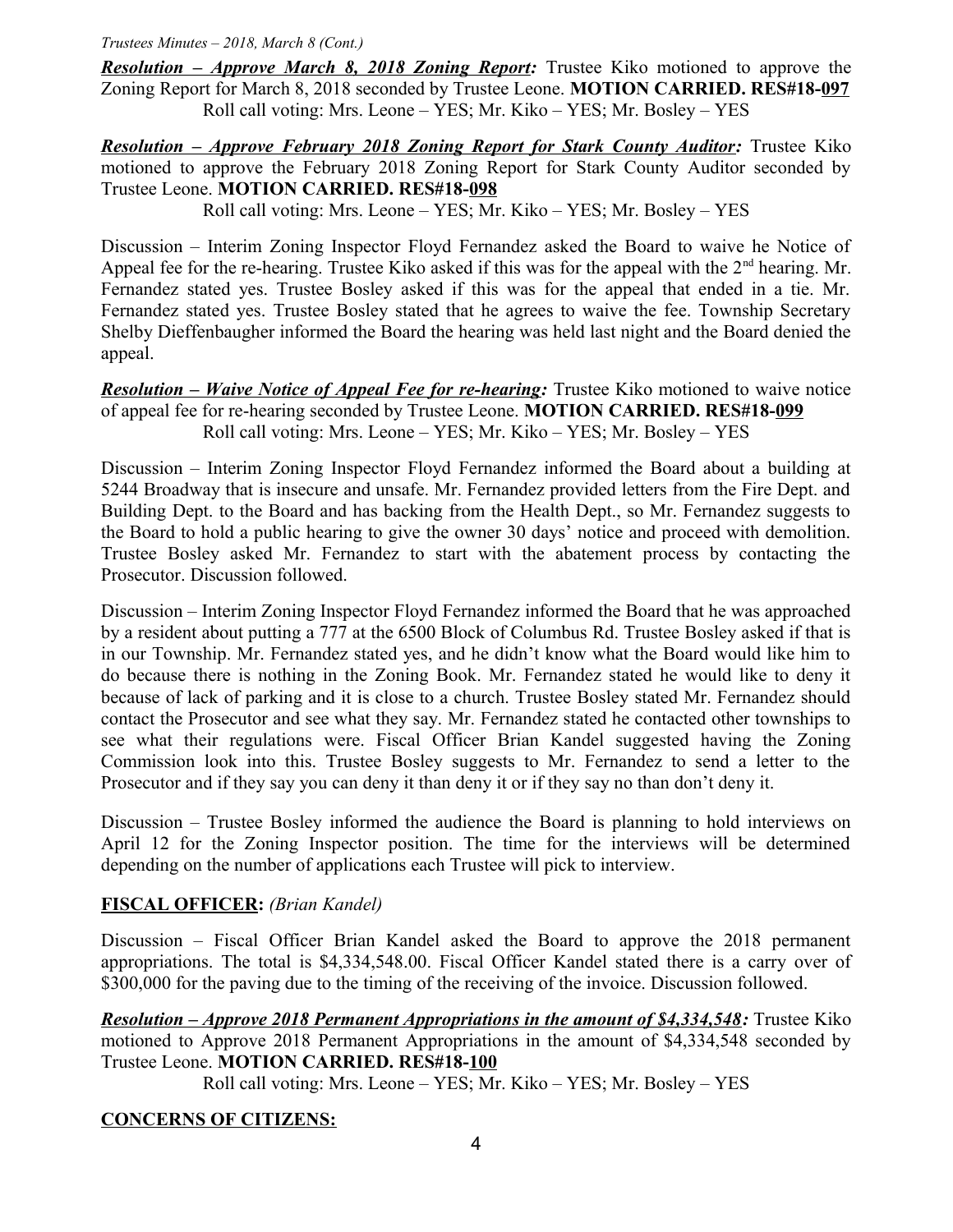***Resolution – Approve March 8, 2018 Zoning Report:*** Trustee Kiko motioned to approve the Zoning Report for March 8, 2018 seconded by Trustee Leone. **MOTION CARRIED. RES#18-097**

Roll call voting: Mrs. Leone – YES; Mr. Kiko – YES; Mr. Bosley – YES

***Resolution – Approve February 2018 Zoning Report for Stark County Auditor:*** Trustee Kiko motioned to approve the February 2018 Zoning Report for Stark County Auditor seconded by Trustee Leone. **MOTION CARRIED. RES#18-098**

Roll call voting: Mrs. Leone – YES; Mr. Kiko – YES; Mr. Bosley – YES

Discussion – Interim Zoning Inspector Floyd Fernandez asked the Board to waive he Notice of Appeal fee for the re-hearing. Trustee Kiko asked if this was for the appeal with the 2nd hearing. Mr. Fernandez stated yes. Trustee Bosley asked if this was for the appeal that ended in a tie. Mr. Fernandez stated yes. Trustee Bosley stated that he agrees to waive the fee. Township Secretary Shelby Dieffenbaugher informed the Board the hearing was held last night and the Board denied the appeal.

***Resolution – Waive Notice of Appeal Fee for re-hearing:*** Trustee Kiko motioned to waive notice of appeal fee for re-hearing seconded by Trustee Leone. **MOTION CARRIED. RES#18-099**

Roll call voting: Mrs. Leone – YES; Mr. Kiko – YES; Mr. Bosley – YES

Discussion – Interim Zoning Inspector Floyd Fernandez informed the Board about a building at 5244 Broadway that is insecure and unsafe. Mr. Fernandez provided letters from the Fire Dept. and Building Dept. to the Board and has backing from the Health Dept., so Mr. Fernandez suggests to the Board to hold a public hearing to give the owner 30 days' notice and proceed with demolition. Trustee Bosley asked Mr. Fernandez to start with the abatement process by contacting the Prosecutor. Discussion followed.

Discussion – Interim Zoning Inspector Floyd Fernandez informed the Board that he was approached by a resident about putting a 777 at the 6500 Block of Columbus Rd. Trustee Bosley asked if that is in our Township. Mr. Fernandez stated yes, and he didn't know what the Board would like him to do because there is nothing in the Zoning Book. Mr. Fernandez stated he would like to deny it because of lack of parking and it is close to a church. Trustee Bosley stated Mr. Fernandez should contact the Prosecutor and see what they say. Mr. Fernandez stated he contacted other townships to see what their regulations were. Fiscal Officer Brian Kandel suggested having the Zoning Commission look into this. Trustee Bosley suggests to Mr. Fernandez to send a letter to the Prosecutor and if they say you can deny it than deny it or if they say no than don't deny it.

Discussion – Trustee Bosley informed the audience the Board is planning to hold interviews on April 12 for the Zoning Inspector position. The time for the interviews will be determined depending on the number of applications each Trustee will pick to interview.

**FISCAL OFFICER:** *(Brian Kandel)*

Discussion – Fiscal Officer Brian Kandel asked the Board to approve the 2018 permanent appropriations. The total is $4,334,548.00. Fiscal Officer Kandel stated there is a carry over of $300,000 for the paving due to the timing of the receiving of the invoice. Discussion followed.

***Resolution – Approve 2018 Permanent Appropriations in the amount of $4,334,548:*** Trustee Kiko motioned to Approve 2018 Permanent Appropriations in the amount of $4,334,548 seconded by Trustee Leone. **MOTION CARRIED. RES#18-100**

Roll call voting: Mrs. Leone – YES; Mr. Kiko – YES; Mr. Bosley – YES

**CONCERNS OF CITIZENS:**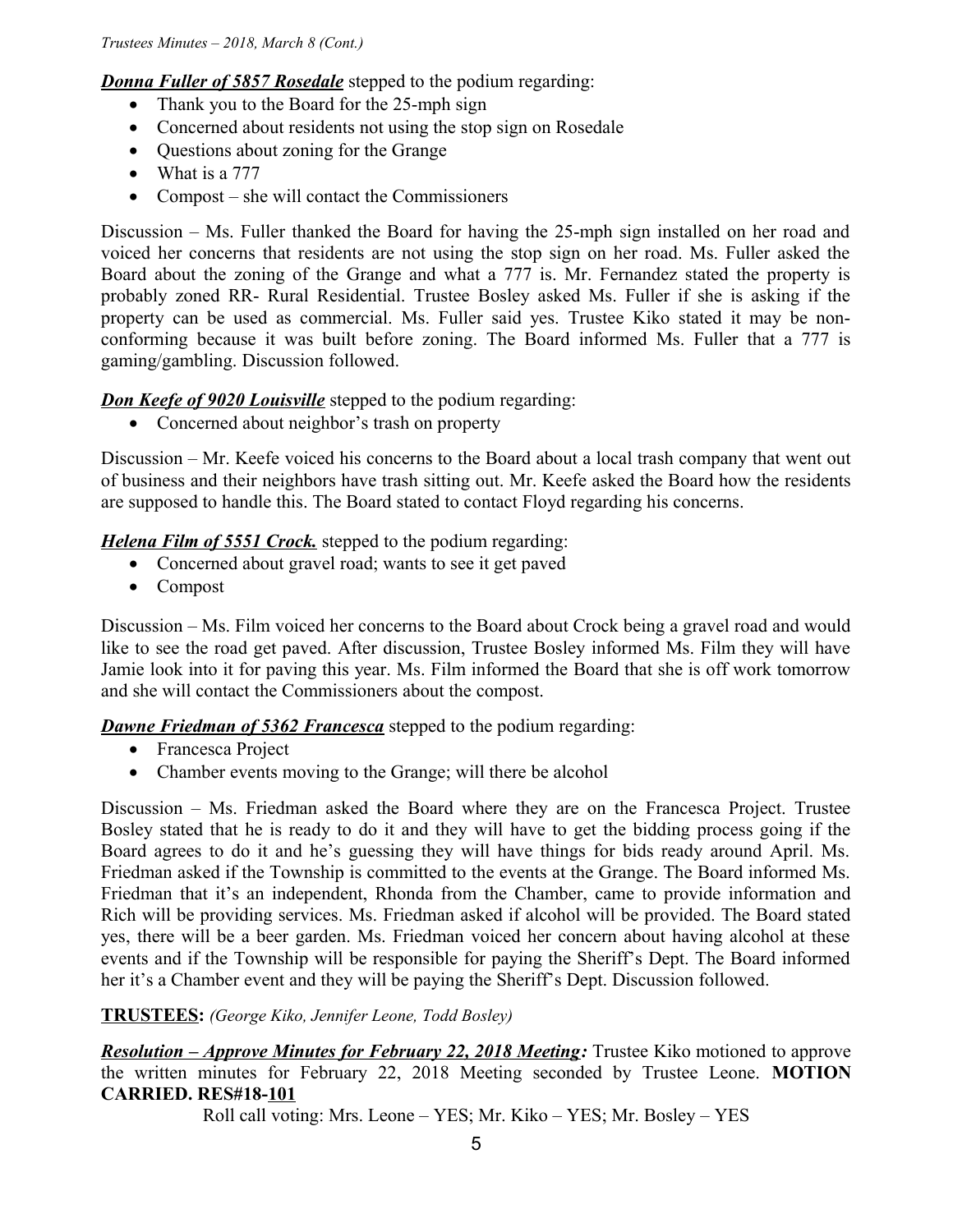***Donna Fuller of 5857 Rosedale*** stepped to the podium regarding:

- Thank you to the Board for the 25-mph sign
- Concerned about residents not using the stop sign on Rosedale
- Questions about zoning for the Grange
- What is a 777
- Compost – she will contact the Commissioners

Discussion – Ms. Fuller thanked the Board for having the 25-mph sign installed on her road and voiced her concerns that residents are not using the stop sign on her road. Ms. Fuller asked the Board about the zoning of the Grange and what a 777 is. Mr. Fernandez stated the property is probably zoned RR- Rural Residential. Trustee Bosley asked Ms. Fuller if she is asking if the property can be used as commercial. Ms. Fuller said yes. Trustee Kiko stated it may be non-conforming because it was built before zoning. The Board informed Ms. Fuller that a 777 is gaming/gambling. Discussion followed.

***Don Keefe of 9020 Louisville*** stepped to the podium regarding:

- Concerned about neighbor's trash on property

Discussion – Mr. Keefe voiced his concerns to the Board about a local trash company that went out of business and their neighbors have trash sitting out. Mr. Keefe asked the Board how the residents are supposed to handle this. The Board stated to contact Floyd regarding his concerns.

***Helena Film of 5551 Crock.*** stepped to the podium regarding:

- Concerned about gravel road; wants to see it get paved
- Compost

Discussion – Ms. Film voiced her concerns to the Board about Crock being a gravel road and would like to see the road get paved. After discussion, Trustee Bosley informed Ms. Film they will have Jamie look into it for paving this year. Ms. Film informed the Board that she is off work tomorrow and she will contact the Commissioners about the compost.

***Dawne Friedman of 5362 Francesca*** stepped to the podium regarding:

- Francesca Project
- Chamber events moving to the Grange; will there be alcohol

Discussion – Ms. Friedman asked the Board where they are on the Francesca Project. Trustee Bosley stated that he is ready to do it and they will have to get the bidding process going if the Board agrees to do it and he's guessing they will have things for bids ready around April. Ms. Friedman asked if the Township is committed to the events at the Grange. The Board informed Ms. Friedman that it's an independent, Rhonda from the Chamber, came to provide information and Rich will be providing services. Ms. Friedman asked if alcohol will be provided. The Board stated yes, there will be a beer garden. Ms. Friedman voiced her concern about having alcohol at these events and if the Township will be responsible for paying the Sheriff's Dept. The Board informed her it's a Chamber event and they will be paying the Sheriff's Dept. Discussion followed.

**TRUSTEES:** *(George Kiko, Jennifer Leone, Todd Bosley)*

***Resolution – Approve Minutes for February 22, 2018 Meeting:*** Trustee Kiko motioned to approve the written minutes for February 22, 2018 Meeting seconded by Trustee Leone. **MOTION CARRIED. RES#18-101**

Roll call voting: Mrs. Leone – YES; Mr. Kiko – YES; Mr. Bosley – YES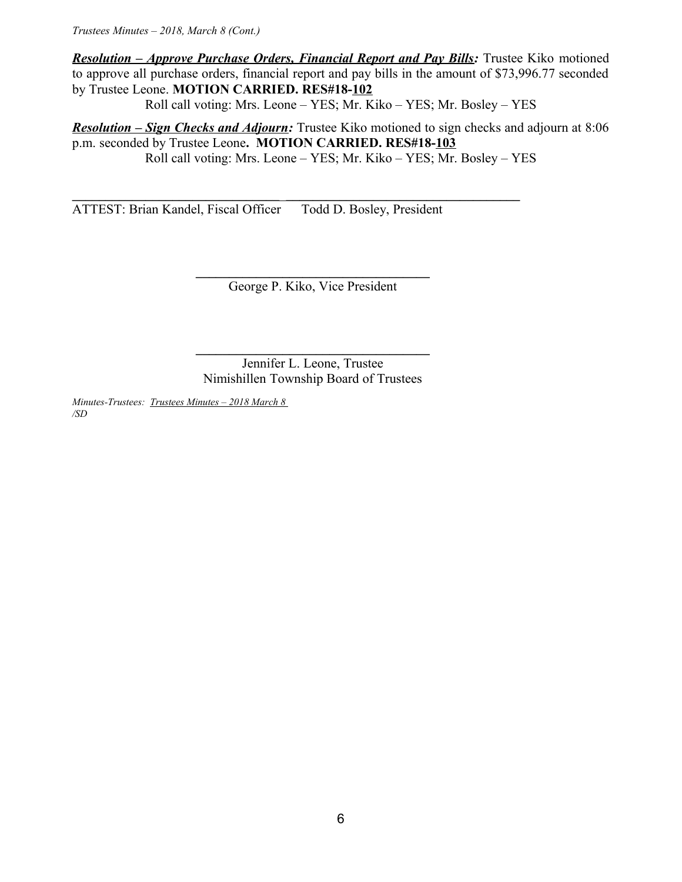***<u>Resolution – Approve Purchase Orders, Financial Report and Pay Bills</u>:*** Trustee Kiko motioned to approve all purchase orders, financial report and pay bills in the amount of $73,996.77 seconded by Trustee Leone. **MOTION CARRIED. RES#18-<u>102</u>**

Roll call voting: Mrs. Leone – YES; Mr. Kiko – YES; Mr. Bosley – YES

***<u>Resolution – Sign Checks and Adjourn</u>:*** Trustee Kiko motioned to sign checks and adjourn at 8:06 p.m. seconded by Trustee Leone**. MOTION CARRIED. RES#18-<u>103</u>**

Roll call voting: Mrs. Leone – YES; Mr. Kiko – YES; Mr. Bosley – YES

\_\_\_\_\_\_\_\_\_\_\_\_\_\_\_\_\_\_\_\_\_\_\_\_\_\_\_\_\_\_\_\_ \_\_\_\_\_\_\_\_\_\_\_\_\_\_\_\_\_\_\_\_\_\_\_\_\_\_\_\_\_\_\_\_\_\_\_

ATTEST: Brian Kandel, Fiscal Officer      Todd D. Bosley, President

\_\_\_\_\_\_\_\_\_\_\_\_\_\_\_\_\_\_\_\_\_\_\_\_\_\_\_\_\_\_\_\_\_\_\_

George P. Kiko, Vice President

\_\_\_\_\_\_\_\_\_\_\_\_\_\_\_\_\_\_\_\_\_\_\_\_\_\_\_\_\_\_\_\_\_\_\_

Jennifer L. Leone, Trustee
Nimishillen Township Board of Trustees

*Minutes-Trustees: <u>Trustees Minutes – 2018 March 8</u>*
*/SD*